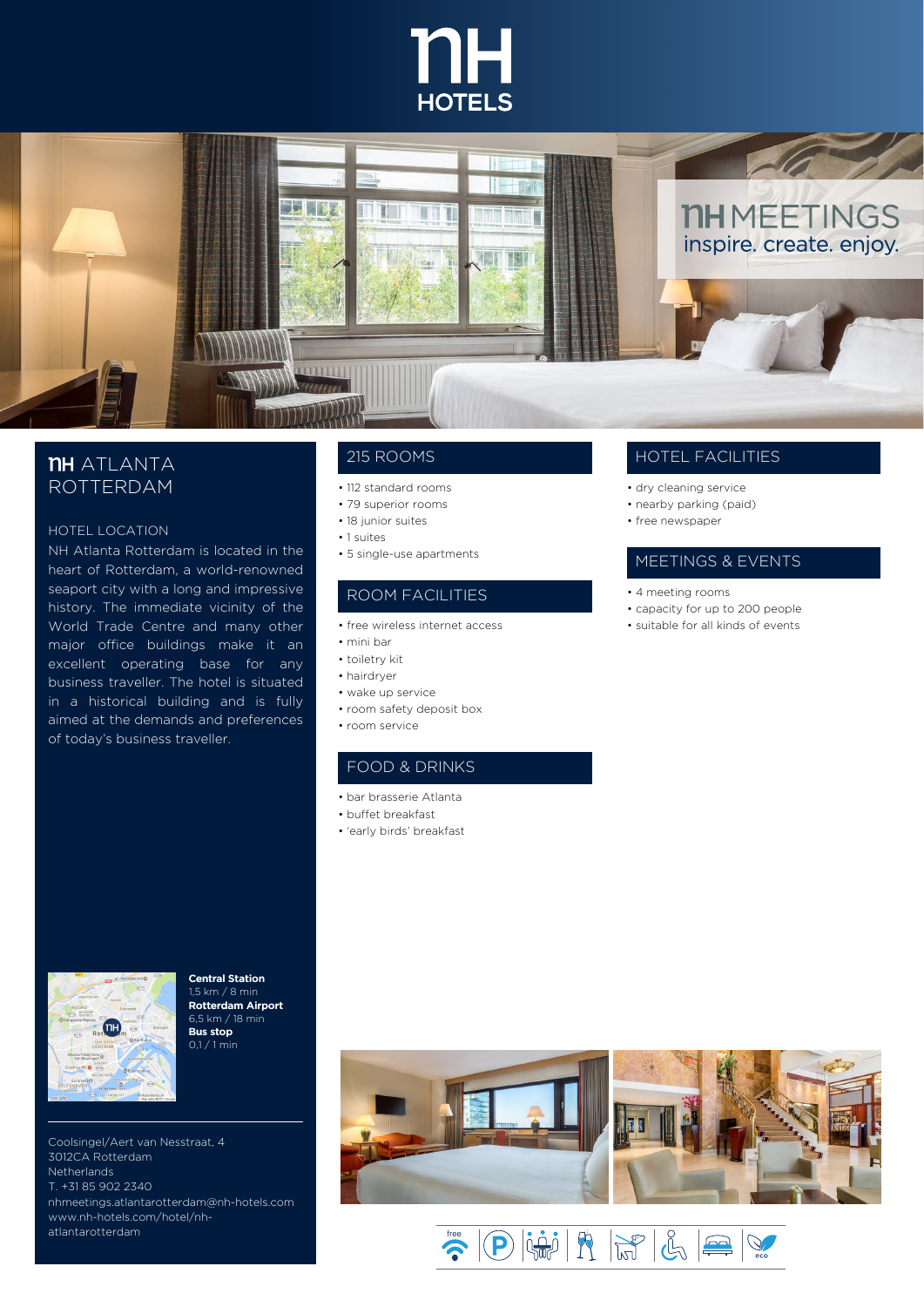# NH HOTELS

## NH MEETINGS
inspire. create. enjoy.

## NH ATLANTA ROTTERDAM

### HOTEL LOCATION

NH Atlanta Rotterdam is located in the heart of Rotterdam, a world-renowned seaport city with a long and impressive history. The immediate vicinity of the World Trade Centre and many other major office buildings make it an excellent operating base for any business traveller. The hotel is situated in a historical building and is fully aimed at the demands and preferences of today's business traveller.

**Central Station**
1,5 km / 8 min
**Rotterdam Airport**
6,5 km / 18 min
**Bus stop**
0,1 / 1 min

Coolsingel/Aert van Nesstraat, 4
3012CA Rotterdam
Netherlands
T. +31 85 902 2340
nhmeetings.atlantarotterdam@nh-hotels.com
www.nh-hotels.com/hotel/nh-atlantarotterdam

### 215 ROOMS

- 112 standard rooms
- 79 superior rooms
- 18 junior suites
- 1 suites
- 5 single-use apartments

### ROOM FACILITIES

- free wireless internet access
- mini bar
- toiletry kit
- hairdryer
- wake up service
- room safety deposit box
- room service

### FOOD & DRINKS

- bar brasserie Atlanta
- buffet breakfast
- 'early birds' breakfast

### HOTEL FACILITIES

- dry cleaning service
- nearby parking (paid)
- free newspaper

### MEETINGS & EVENTS

- 4 meeting rooms
- capacity for up to 200 people
- suitable for all kinds of events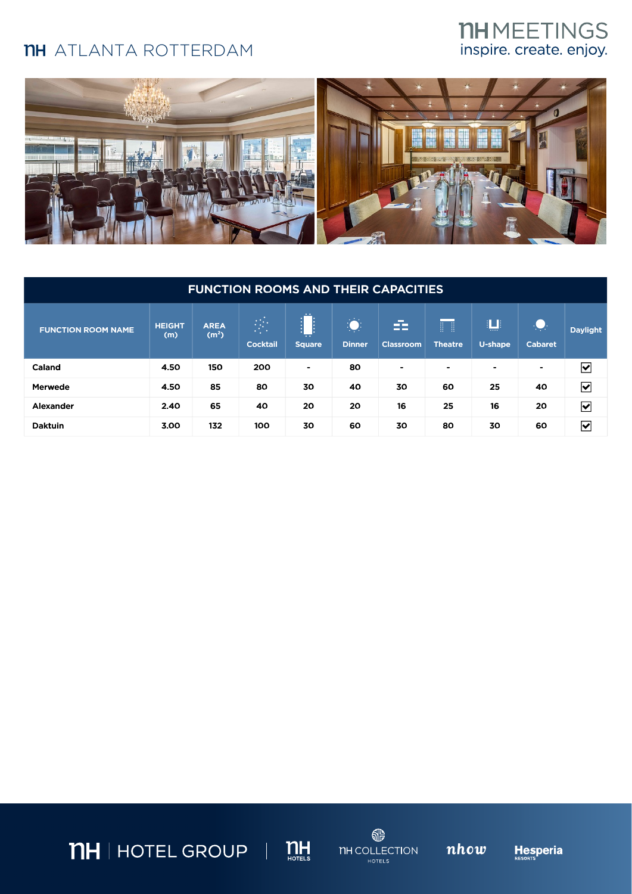# ATLANTA ROTTERDAM

**NH MEETINGS**
inspire. create. enjoy.

## FUNCTION ROOMS AND THEIR CAPACITIES

| FUNCTION ROOM NAME | HEIGHT (m) | AREA ($m^2$) | Cocktail | Square | Dinner | Classroom | Theatre | U-shape | Cabaret | Daylight |
|---|---|---|---|---|---|---|---|---|---|---|
| Caland | 4.50 | 150 | 200 | - | 80 | - | - | - | - | ☑ |
| Merwede | 4.50 | 85 | 80 | 30 | 40 | 30 | 60 | 25 | 40 | ☑ |
| Alexander | 2.40 | 65 | 40 | 20 | 20 | 16 | 25 | 16 | 20 | ☑ |
| Daktuin | 3.00 | 132 | 100 | 30 | 60 | 30 | 80 | 30 | 60 | ☑ |

NH HOTEL GROUP | NH HOTELS | NH COLLECTION HOTELS | nhow | Hesperia RESORTS